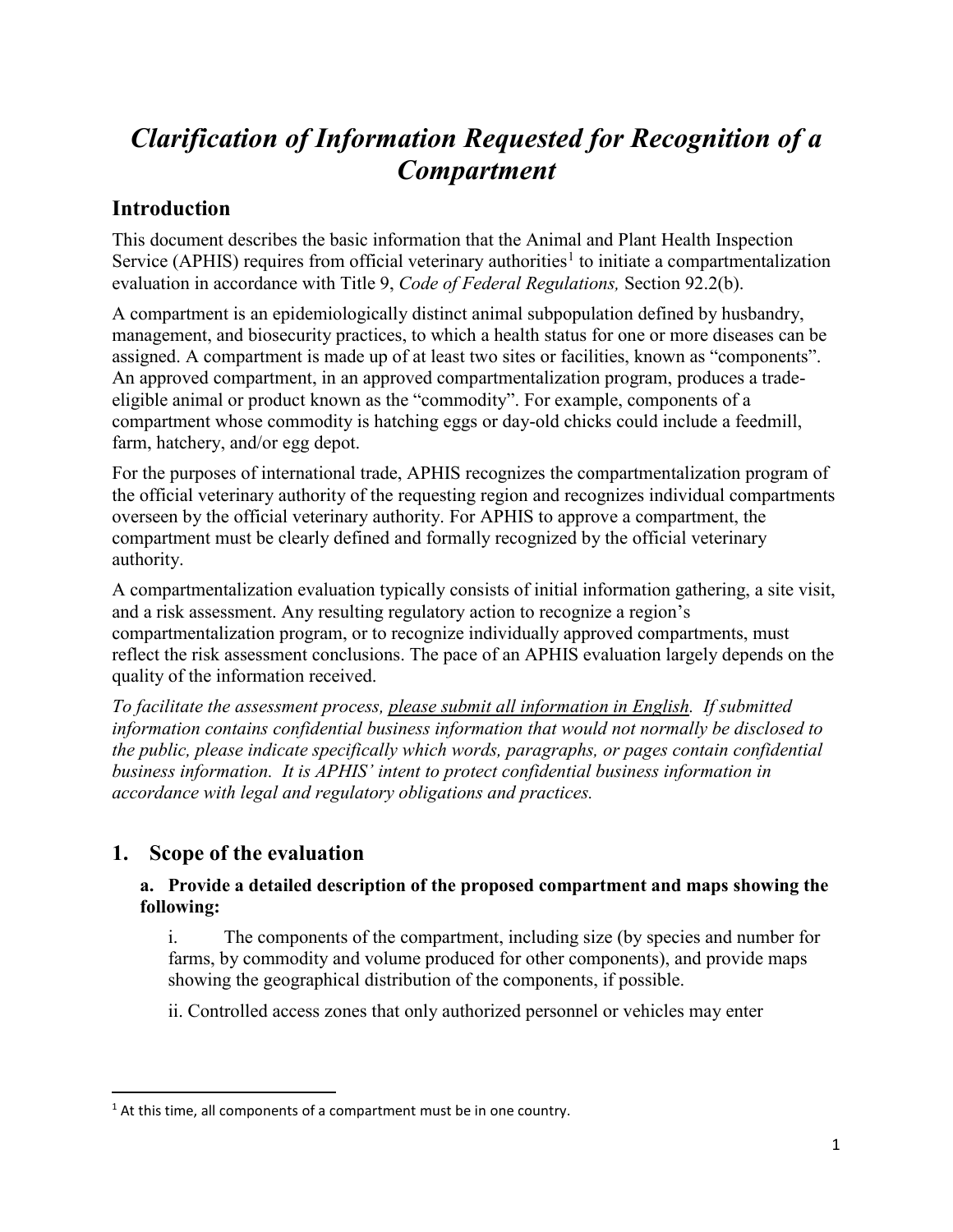# *Clarification of Information Requested for Recognition of a Compartment*

## Introduction

This document describes the basic information that the Animal and Plant Health Inspection Service (APHIS) requires from official veterinary authorities[1] to initiate a compartmentalization evaluation in accordance with Title 9, *Code of Federal Regulations,* Section 92.2(b).

A compartment is an epidemiologically distinct animal subpopulation defined by husbandry, management, and biosecurity practices, to which a health status for one or more diseases can be assigned. A compartment is made up of at least two sites or facilities, known as "components". An approved compartment, in an approved compartmentalization program, produces a trade-eligible animal or product known as the "commodity". For example, components of a compartment whose commodity is hatching eggs or day-old chicks could include a feedmill, farm, hatchery, and/or egg depot.

For the purposes of international trade, APHIS recognizes the compartmentalization program of the official veterinary authority of the requesting region and recognizes individual compartments overseen by the official veterinary authority. For APHIS to approve a compartment, the compartment must be clearly defined and formally recognized by the official veterinary authority.

A compartmentalization evaluation typically consists of initial information gathering, a site visit, and a risk assessment. Any resulting regulatory action to recognize a region's compartmentalization program, or to recognize individually approved compartments, must reflect the risk assessment conclusions. The pace of an APHIS evaluation largely depends on the quality of the information received.

*To facilitate the assessment process, please submit all information in English. If submitted information contains confidential business information that would not normally be disclosed to the public, please indicate specifically which words, paragraphs, or pages contain confidential business information. It is APHIS' intent to protect confidential business information in accordance with legal and regulatory obligations and practices.*

## 1. Scope of the evaluation

### a. Provide a detailed description of the proposed compartment and maps showing the following:

i. The components of the compartment, including size (by species and number for farms, by commodity and volume produced for other components), and provide maps showing the geographical distribution of the components, if possible.

ii. Controlled access zones that only authorized personnel or vehicles may enter

---

[1] At this time, all components of a compartment must be in one country.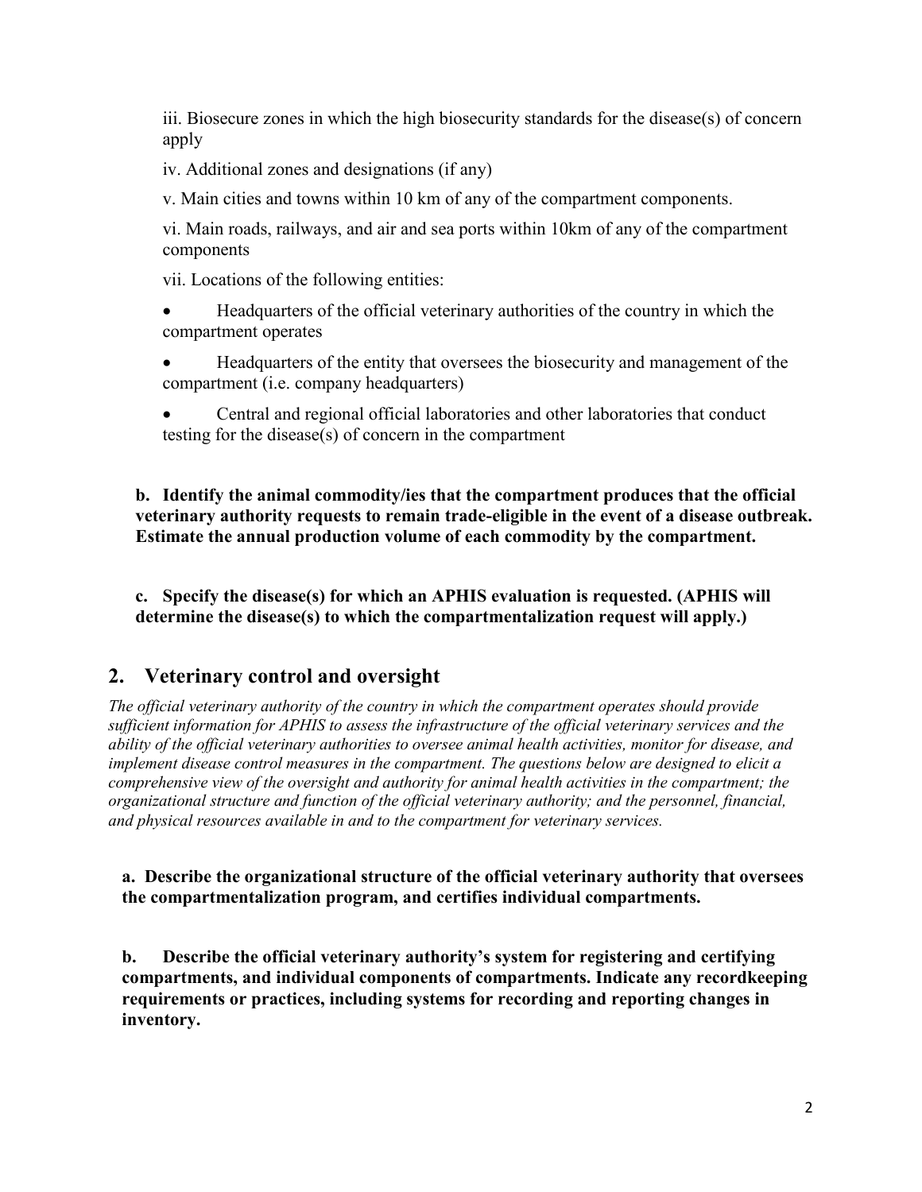iii. Biosecure zones in which the high biosecurity standards for the disease(s) of concern apply

iv. Additional zones and designations (if any)

v. Main cities and towns within 10 km of any of the compartment components.

vi. Main roads, railways, and air and sea ports within 10km of any of the compartment components

vii. Locations of the following entities:

- Headquarters of the official veterinary authorities of the country in which the compartment operates
- Headquarters of the entity that oversees the biosecurity and management of the compartment (i.e. company headquarters)
- Central and regional official laboratories and other laboratories that conduct testing for the disease(s) of concern in the compartment

**b. Identify the animal commodity/ies that the compartment produces that the official veterinary authority requests to remain trade-eligible in the event of a disease outbreak. Estimate the annual production volume of each commodity by the compartment.**

**c. Specify the disease(s) for which an APHIS evaluation is requested. (APHIS will determine the disease(s) to which the compartmentalization request will apply.)**

## 2. Veterinary control and oversight

*The official veterinary authority of the country in which the compartment operates should provide sufficient information for APHIS to assess the infrastructure of the official veterinary services and the ability of the official veterinary authorities to oversee animal health activities, monitor for disease, and implement disease control measures in the compartment. The questions below are designed to elicit a comprehensive view of the oversight and authority for animal health activities in the compartment; the organizational structure and function of the official veterinary authority; and the personnel, financial, and physical resources available in and to the compartment for veterinary services.*

**a. Describe the organizational structure of the official veterinary authority that oversees the compartmentalization program, and certifies individual compartments.**

**b. Describe the official veterinary authority's system for registering and certifying compartments, and individual components of compartments. Indicate any recordkeeping requirements or practices, including systems for recording and reporting changes in inventory.**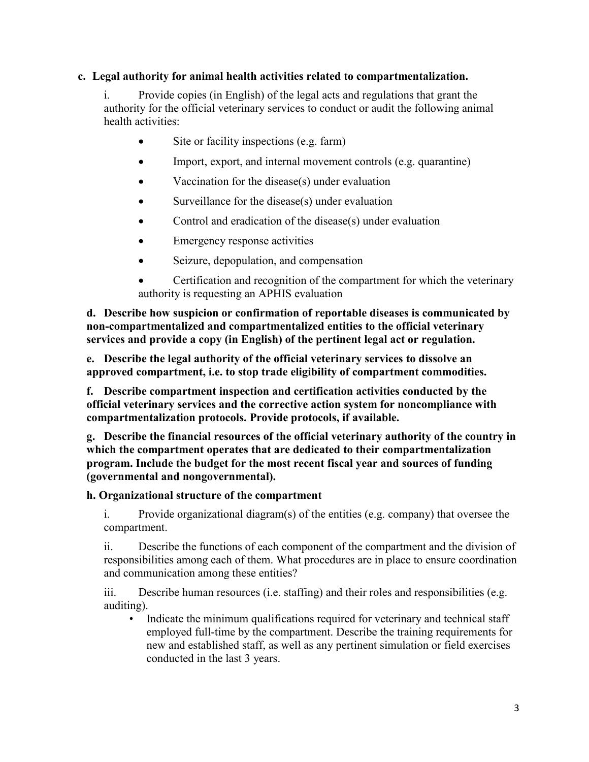**c. Legal authority for animal health activities related to compartmentalization.**

i. Provide copies (in English) of the legal acts and regulations that grant the authority for the official veterinary services to conduct or audit the following animal health activities:

- Site or facility inspections (e.g. farm)
- Import, export, and internal movement controls (e.g. quarantine)
- Vaccination for the disease(s) under evaluation
- Surveillance for the disease(s) under evaluation
- Control and eradication of the disease(s) under evaluation
- Emergency response activities
- Seizure, depopulation, and compensation
- Certification and recognition of the compartment for which the veterinary authority is requesting an APHIS evaluation

**d. Describe how suspicion or confirmation of reportable diseases is communicated by non-compartmentalized and compartmentalized entities to the official veterinary services and provide a copy (in English) of the pertinent legal act or regulation.**

**e. Describe the legal authority of the official veterinary services to dissolve an approved compartment, i.e. to stop trade eligibility of compartment commodities.**

**f. Describe compartment inspection and certification activities conducted by the official veterinary services and the corrective action system for noncompliance with compartmentalization protocols. Provide protocols, if available.**

**g. Describe the financial resources of the official veterinary authority of the country in which the compartment operates that are dedicated to their compartmentalization program. Include the budget for the most recent fiscal year and sources of funding (governmental and nongovernmental).**

**h. Organizational structure of the compartment**

i. Provide organizational diagram(s) of the entities (e.g. company) that oversee the compartment.

ii. Describe the functions of each component of the compartment and the division of responsibilities among each of them. What procedures are in place to ensure coordination and communication among these entities?

iii. Describe human resources (i.e. staffing) and their roles and responsibilities (e.g. auditing).

- Indicate the minimum qualifications required for veterinary and technical staff employed full-time by the compartment. Describe the training requirements for new and established staff, as well as any pertinent simulation or field exercises conducted in the last 3 years.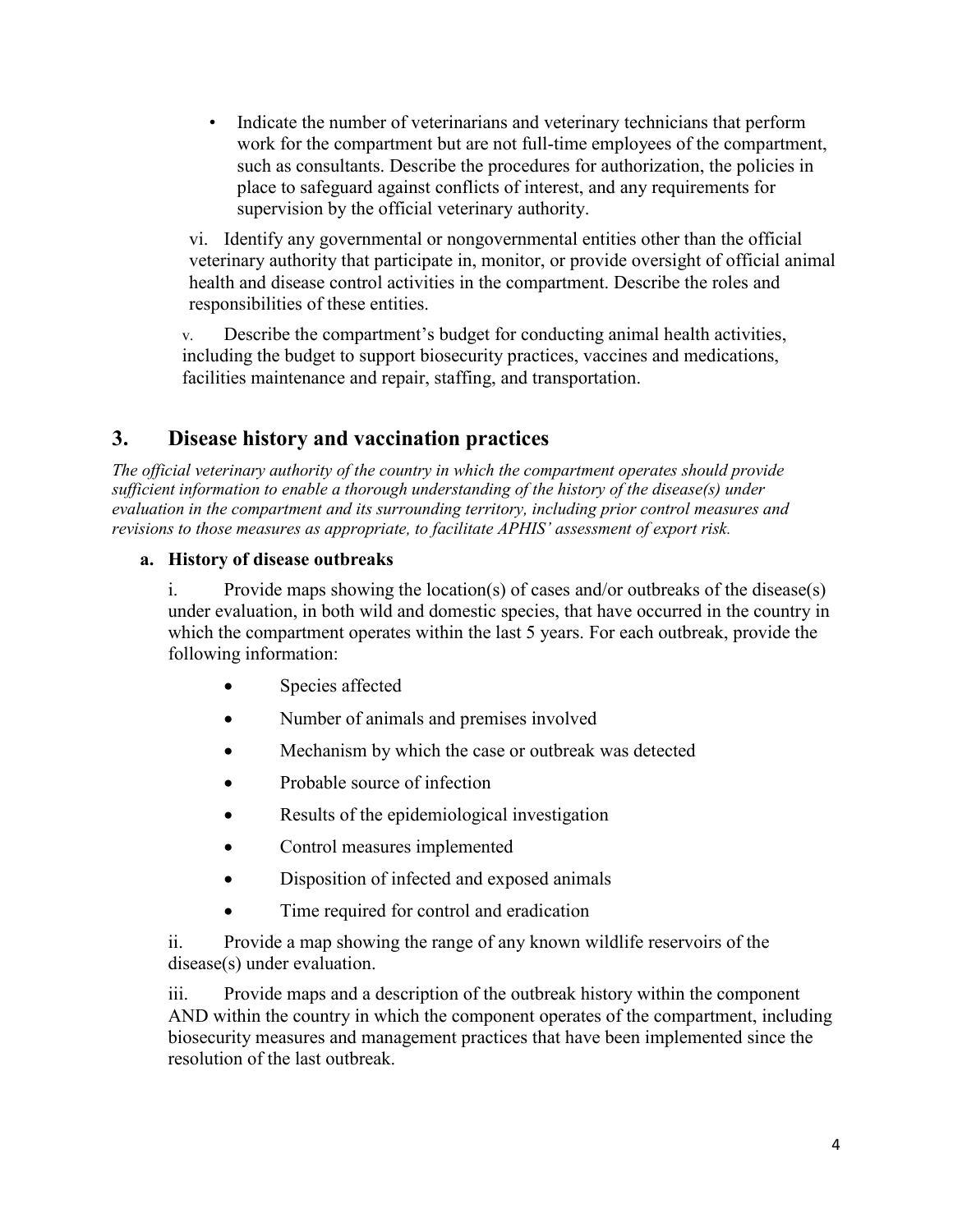- Indicate the number of veterinarians and veterinary technicians that perform work for the compartment but are not full-time employees of the compartment, such as consultants. Describe the procedures for authorization, the policies in place to safeguard against conflicts of interest, and any requirements for supervision by the official veterinary authority.

vi. Identify any governmental or nongovernmental entities other than the official veterinary authority that participate in, monitor, or provide oversight of official animal health and disease control activities in the compartment. Describe the roles and responsibilities of these entities.

v. Describe the compartment's budget for conducting animal health activities, including the budget to support biosecurity practices, vaccines and medications, facilities maintenance and repair, staffing, and transportation.

## 3. Disease history and vaccination practices

*The official veterinary authority of the country in which the compartment operates should provide sufficient information to enable a thorough understanding of the history of the disease(s) under evaluation in the compartment and its surrounding territory, including prior control measures and revisions to those measures as appropriate, to facilitate APHIS' assessment of export risk.*

### a. History of disease outbreaks

i. Provide maps showing the location(s) of cases and/or outbreaks of the disease(s) under evaluation, in both wild and domestic species, that have occurred in the country in which the compartment operates within the last 5 years. For each outbreak, provide the following information:

- Species affected
- Number of animals and premises involved
- Mechanism by which the case or outbreak was detected
- Probable source of infection
- Results of the epidemiological investigation
- Control measures implemented
- Disposition of infected and exposed animals
- Time required for control and eradication

ii. Provide a map showing the range of any known wildlife reservoirs of the disease(s) under evaluation.

iii. Provide maps and a description of the outbreak history within the component AND within the country in which the component operates of the compartment, including biosecurity measures and management practices that have been implemented since the resolution of the last outbreak.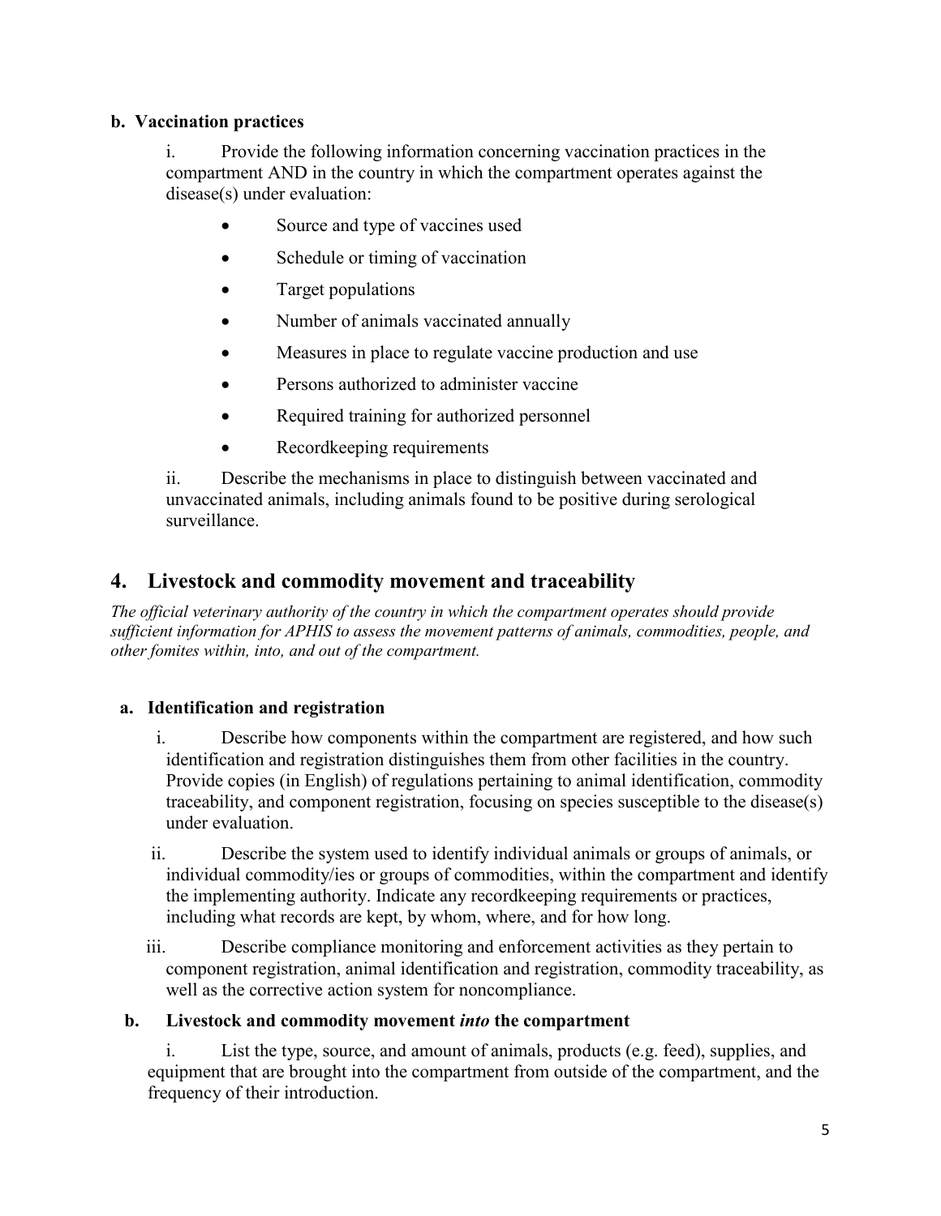**b. Vaccination practices**

i. Provide the following information concerning vaccination practices in the compartment AND in the country in which the compartment operates against the disease(s) under evaluation:

- Source and type of vaccines used
- Schedule or timing of vaccination
- Target populations
- Number of animals vaccinated annually
- Measures in place to regulate vaccine production and use
- Persons authorized to administer vaccine
- Required training for authorized personnel
- Recordkeeping requirements

ii. Describe the mechanisms in place to distinguish between vaccinated and unvaccinated animals, including animals found to be positive during serological surveillance.

## 4. Livestock and commodity movement and traceability

*The official veterinary authority of the country in which the compartment operates should provide sufficient information for APHIS to assess the movement patterns of animals, commodities, people, and other fomites within, into, and out of the compartment.*

**a. Identification and registration**

i. Describe how components within the compartment are registered, and how such identification and registration distinguishes them from other facilities in the country. Provide copies (in English) of regulations pertaining to animal identification, commodity traceability, and component registration, focusing on species susceptible to the disease(s) under evaluation.

ii. Describe the system used to identify individual animals or groups of animals, or individual commodity/ies or groups of commodities, within the compartment and identify the implementing authority. Indicate any recordkeeping requirements or practices, including what records are kept, by whom, where, and for how long.

iii. Describe compliance monitoring and enforcement activities as they pertain to component registration, animal identification and registration, commodity traceability, as well as the corrective action system for noncompliance.

**b. Livestock and commodity movement *into* the compartment**

i. List the type, source, and amount of animals, products (e.g. feed), supplies, and equipment that are brought into the compartment from outside of the compartment, and the frequency of their introduction.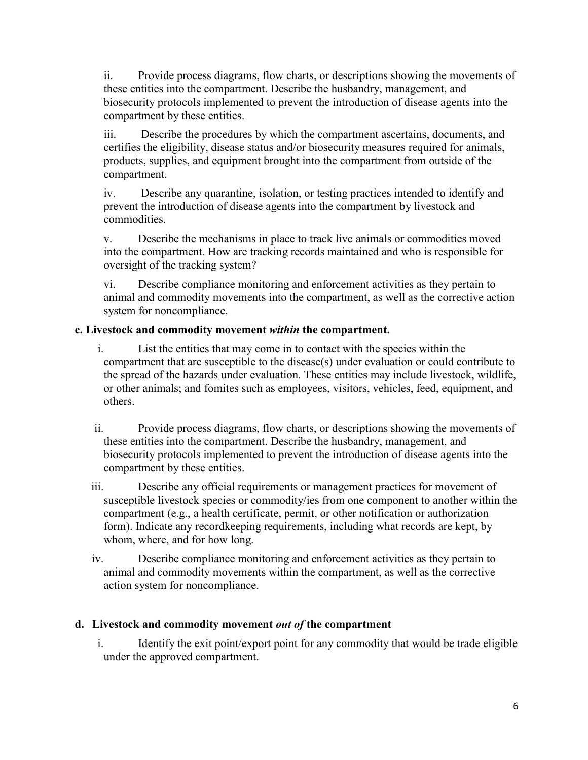ii. Provide process diagrams, flow charts, or descriptions showing the movements of these entities into the compartment. Describe the husbandry, management, and biosecurity protocols implemented to prevent the introduction of disease agents into the compartment by these entities.

iii. Describe the procedures by which the compartment ascertains, documents, and certifies the eligibility, disease status and/or biosecurity measures required for animals, products, supplies, and equipment brought into the compartment from outside of the compartment.

iv. Describe any quarantine, isolation, or testing practices intended to identify and prevent the introduction of disease agents into the compartment by livestock and commodities.

v. Describe the mechanisms in place to track live animals or commodities moved into the compartment. How are tracking records maintained and who is responsible for oversight of the tracking system?

vi. Describe compliance monitoring and enforcement activities as they pertain to animal and commodity movements into the compartment, as well as the corrective action system for noncompliance.

**c. Livestock and commodity movement *within* the compartment.**

i. List the entities that may come in to contact with the species within the compartment that are susceptible to the disease(s) under evaluation or could contribute to the spread of the hazards under evaluation. These entities may include livestock, wildlife, or other animals; and fomites such as employees, visitors, vehicles, feed, equipment, and others.

ii. Provide process diagrams, flow charts, or descriptions showing the movements of these entities into the compartment. Describe the husbandry, management, and biosecurity protocols implemented to prevent the introduction of disease agents into the compartment by these entities.

iii. Describe any official requirements or management practices for movement of susceptible livestock species or commodity/ies from one component to another within the compartment (e.g., a health certificate, permit, or other notification or authorization form). Indicate any recordkeeping requirements, including what records are kept, by whom, where, and for how long.

iv. Describe compliance monitoring and enforcement activities as they pertain to animal and commodity movements within the compartment, as well as the corrective action system for noncompliance.

**d. Livestock and commodity movement *out of* the compartment**

i. Identify the exit point/export point for any commodity that would be trade eligible under the approved compartment.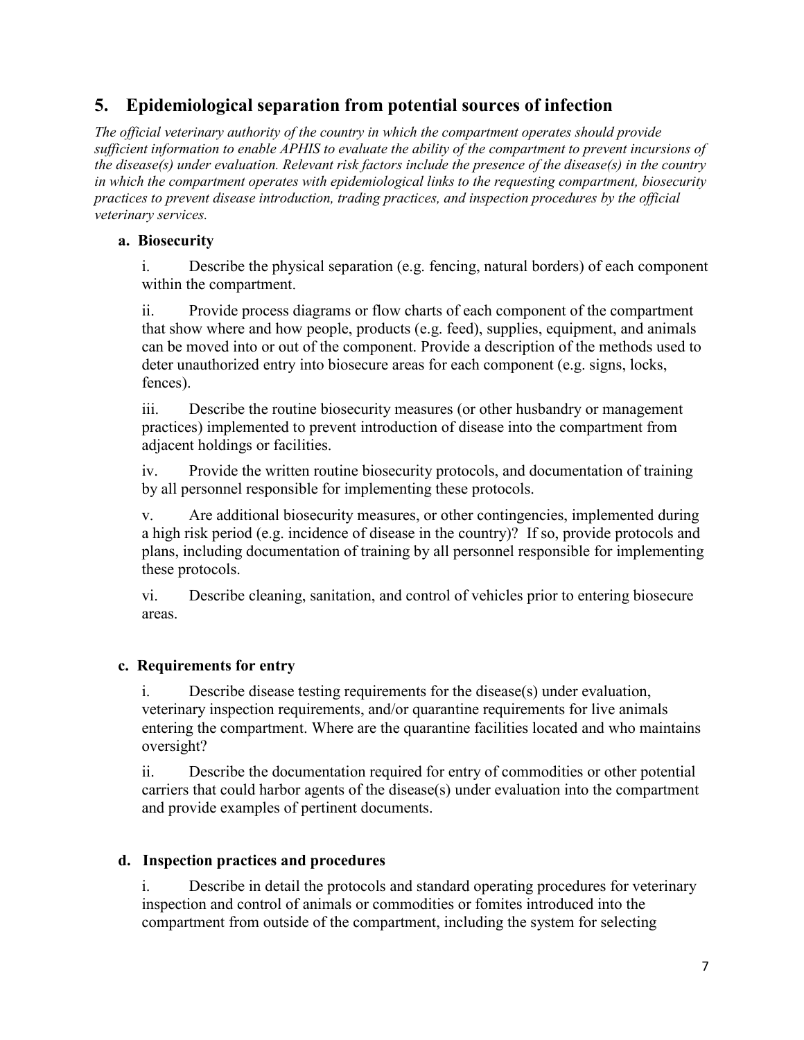## 5. Epidemiological separation from potential sources of infection

*The official veterinary authority of the country in which the compartment operates should provide sufficient information to enable APHIS to evaluate the ability of the compartment to prevent incursions of the disease(s) under evaluation. Relevant risk factors include the presence of the disease(s) in the country in which the compartment operates with epidemiological links to the requesting compartment, biosecurity practices to prevent disease introduction, trading practices, and inspection procedures by the official veterinary services.*

### a. Biosecurity

i. Describe the physical separation (e.g. fencing, natural borders) of each component within the compartment.

ii. Provide process diagrams or flow charts of each component of the compartment that show where and how people, products (e.g. feed), supplies, equipment, and animals can be moved into or out of the component. Provide a description of the methods used to deter unauthorized entry into biosecure areas for each component (e.g. signs, locks, fences).

iii. Describe the routine biosecurity measures (or other husbandry or management practices) implemented to prevent introduction of disease into the compartment from adjacent holdings or facilities.

iv. Provide the written routine biosecurity protocols, and documentation of training by all personnel responsible for implementing these protocols.

v. Are additional biosecurity measures, or other contingencies, implemented during a high risk period (e.g. incidence of disease in the country)? If so, provide protocols and plans, including documentation of training by all personnel responsible for implementing these protocols.

vi. Describe cleaning, sanitation, and control of vehicles prior to entering biosecure areas.

### c. Requirements for entry

i. Describe disease testing requirements for the disease(s) under evaluation, veterinary inspection requirements, and/or quarantine requirements for live animals entering the compartment. Where are the quarantine facilities located and who maintains oversight?

ii. Describe the documentation required for entry of commodities or other potential carriers that could harbor agents of the disease(s) under evaluation into the compartment and provide examples of pertinent documents.

### d. Inspection practices and procedures

i. Describe in detail the protocols and standard operating procedures for veterinary inspection and control of animals or commodities or fomites introduced into the compartment from outside of the compartment, including the system for selecting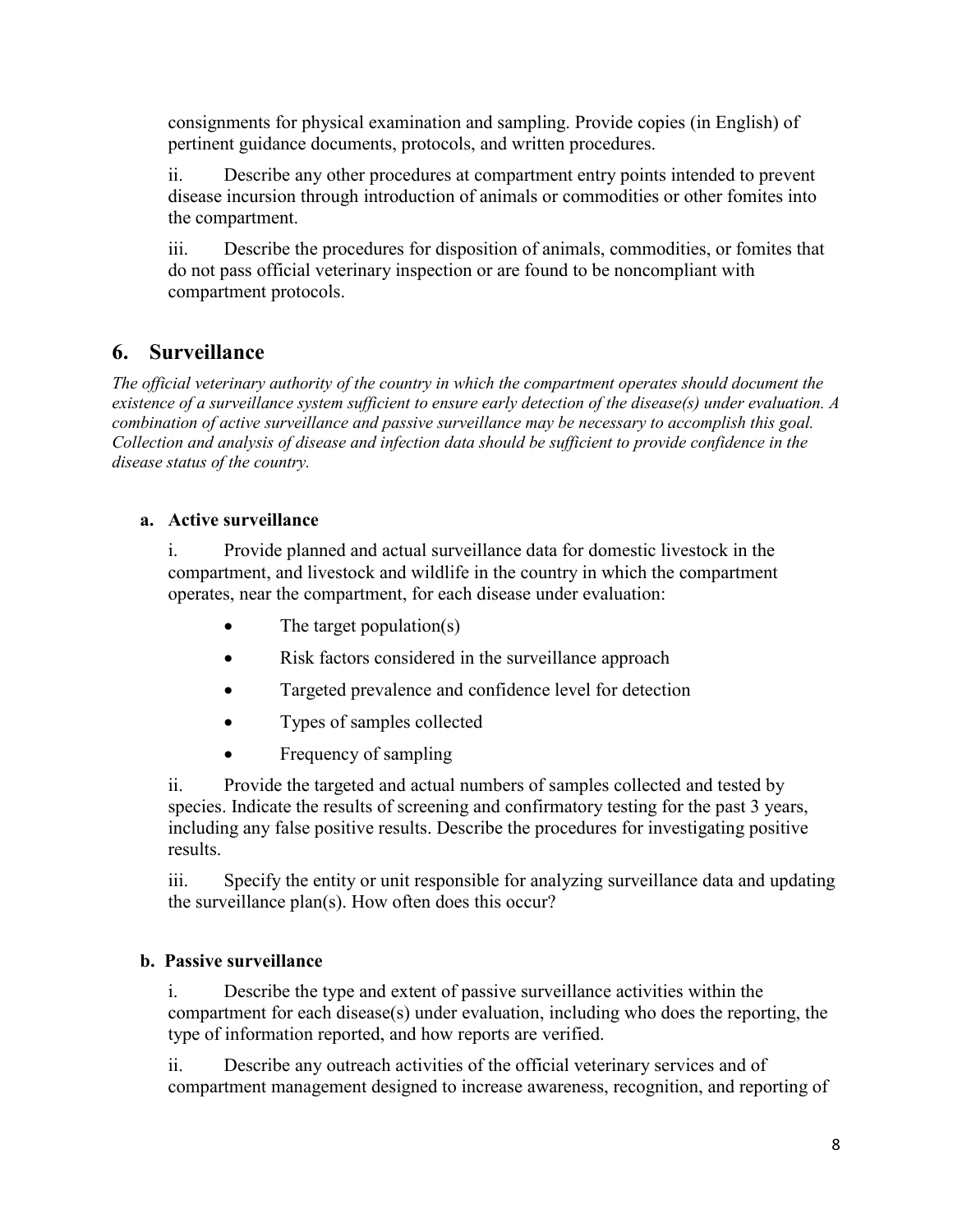consignments for physical examination and sampling. Provide copies (in English) of pertinent guidance documents, protocols, and written procedures.

ii. Describe any other procedures at compartment entry points intended to prevent disease incursion through introduction of animals or commodities or other fomites into the compartment.

iii. Describe the procedures for disposition of animals, commodities, or fomites that do not pass official veterinary inspection or are found to be noncompliant with compartment protocols.

## 6. Surveillance

*The official veterinary authority of the country in which the compartment operates should document the existence of a surveillance system sufficient to ensure early detection of the disease(s) under evaluation. A combination of active surveillance and passive surveillance may be necessary to accomplish this goal. Collection and analysis of disease and infection data should be sufficient to provide confidence in the disease status of the country.*

### a. Active surveillance

i. Provide planned and actual surveillance data for domestic livestock in the compartment, and livestock and wildlife in the country in which the compartment operates, near the compartment, for each disease under evaluation:

- The target population(s)
- Risk factors considered in the surveillance approach
- Targeted prevalence and confidence level for detection
- Types of samples collected
- Frequency of sampling

ii. Provide the targeted and actual numbers of samples collected and tested by species. Indicate the results of screening and confirmatory testing for the past 3 years, including any false positive results. Describe the procedures for investigating positive results.

iii. Specify the entity or unit responsible for analyzing surveillance data and updating the surveillance plan(s). How often does this occur?

### b. Passive surveillance

i. Describe the type and extent of passive surveillance activities within the compartment for each disease(s) under evaluation, including who does the reporting, the type of information reported, and how reports are verified.

ii. Describe any outreach activities of the official veterinary services and of compartment management designed to increase awareness, recognition, and reporting of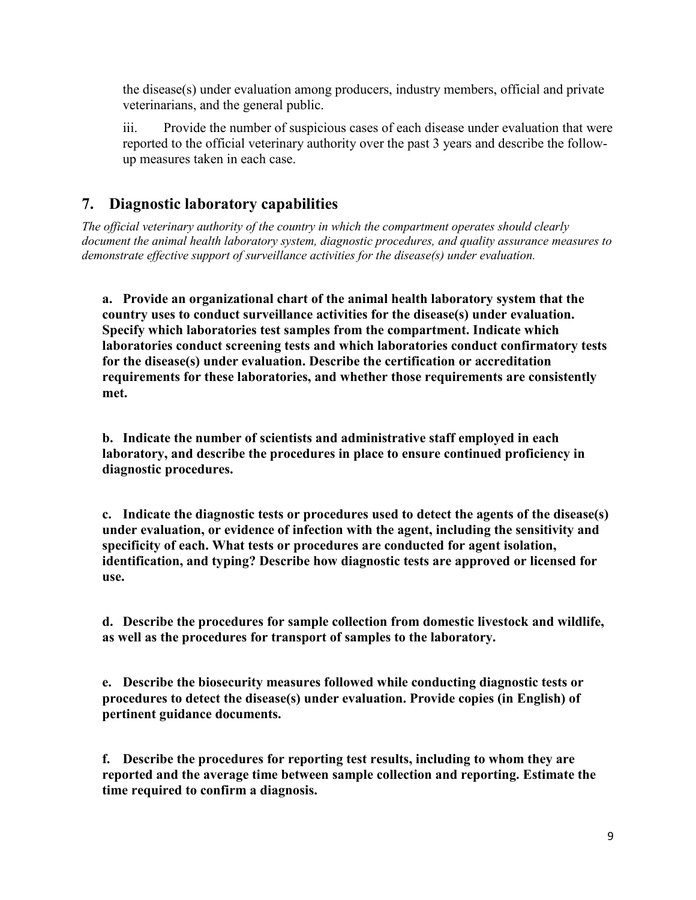the disease(s) under evaluation among producers, industry members, official and private veterinarians, and the general public.

iii. Provide the number of suspicious cases of each disease under evaluation that were reported to the official veterinary authority over the past 3 years and describe the follow-up measures taken in each case.

## 7. Diagnostic laboratory capabilities

*The official veterinary authority of the country in which the compartment operates should clearly document the animal health laboratory system, diagnostic procedures, and quality assurance measures to demonstrate effective support of surveillance activities for the disease(s) under evaluation.*

**a. Provide an organizational chart of the animal health laboratory system that the country uses to conduct surveillance activities for the disease(s) under evaluation. Specify which laboratories test samples from the compartment. Indicate which laboratories conduct screening tests and which laboratories conduct confirmatory tests for the disease(s) under evaluation. Describe the certification or accreditation requirements for these laboratories, and whether those requirements are consistently met.**

**b. Indicate the number of scientists and administrative staff employed in each laboratory, and describe the procedures in place to ensure continued proficiency in diagnostic procedures.**

**c. Indicate the diagnostic tests or procedures used to detect the agents of the disease(s) under evaluation, or evidence of infection with the agent, including the sensitivity and specificity of each. What tests or procedures are conducted for agent isolation, identification, and typing? Describe how diagnostic tests are approved or licensed for use.**

**d. Describe the procedures for sample collection from domestic livestock and wildlife, as well as the procedures for transport of samples to the laboratory.**

**e. Describe the biosecurity measures followed while conducting diagnostic tests or procedures to detect the disease(s) under evaluation. Provide copies (in English) of pertinent guidance documents.**

**f. Describe the procedures for reporting test results, including to whom they are reported and the average time between sample collection and reporting. Estimate the time required to confirm a diagnosis.**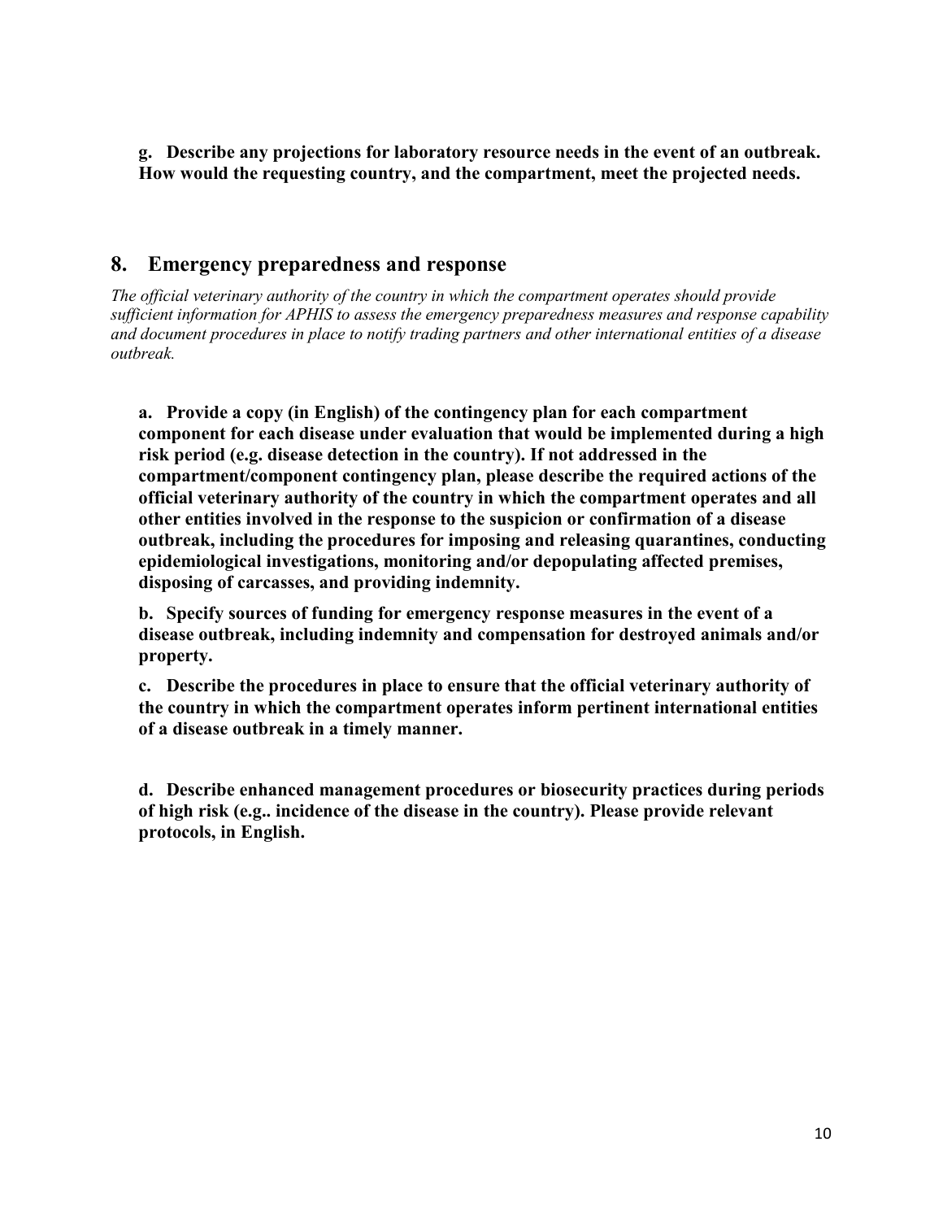**g. Describe any projections for laboratory resource needs in the event of an outbreak. How would the requesting country, and the compartment, meet the projected needs.**

## 8. Emergency preparedness and response

*The official veterinary authority of the country in which the compartment operates should provide sufficient information for APHIS to assess the emergency preparedness measures and response capability and document procedures in place to notify trading partners and other international entities of a disease outbreak.*

**a. Provide a copy (in English) of the contingency plan for each compartment component for each disease under evaluation that would be implemented during a high risk period (e.g. disease detection in the country). If not addressed in the compartment/component contingency plan, please describe the required actions of the official veterinary authority of the country in which the compartment operates and all other entities involved in the response to the suspicion or confirmation of a disease outbreak, including the procedures for imposing and releasing quarantines, conducting epidemiological investigations, monitoring and/or depopulating affected premises, disposing of carcasses, and providing indemnity.**

**b. Specify sources of funding for emergency response measures in the event of a disease outbreak, including indemnity and compensation for destroyed animals and/or property.**

**c. Describe the procedures in place to ensure that the official veterinary authority of the country in which the compartment operates inform pertinent international entities of a disease outbreak in a timely manner.**

**d. Describe enhanced management procedures or biosecurity practices during periods of high risk (e.g.. incidence of the disease in the country). Please provide relevant protocols, in English.**